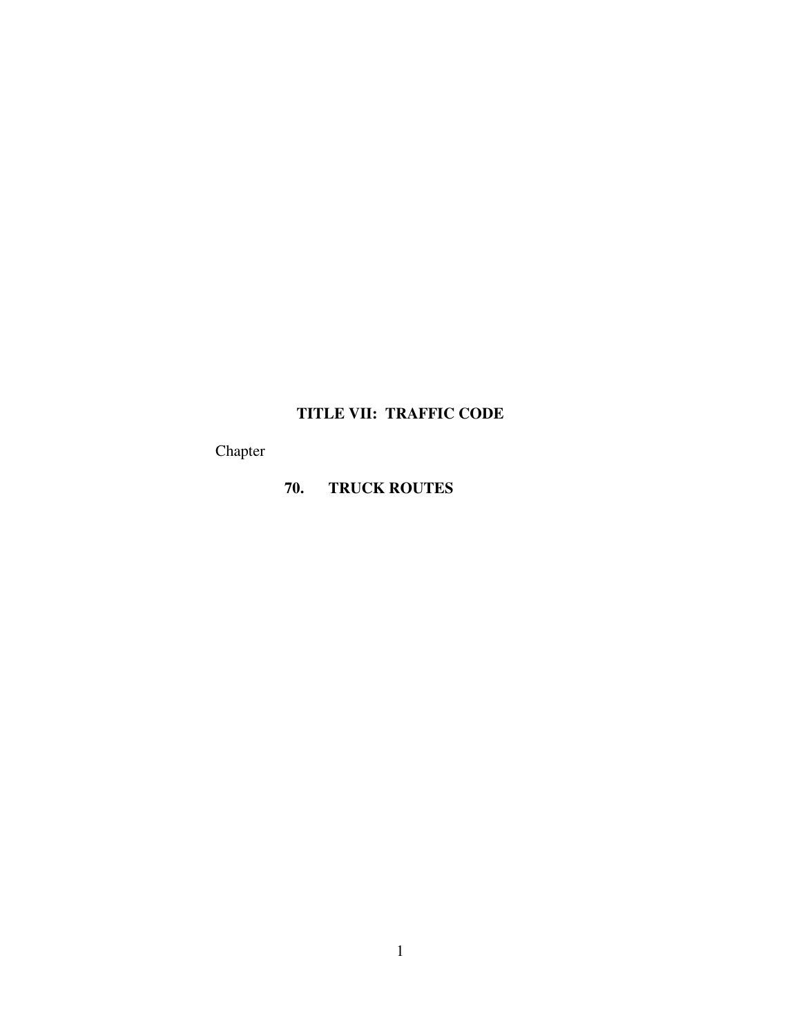# TITLE VII: TRAFFIC CODE

Chapter

**70. TRUCK ROUTES**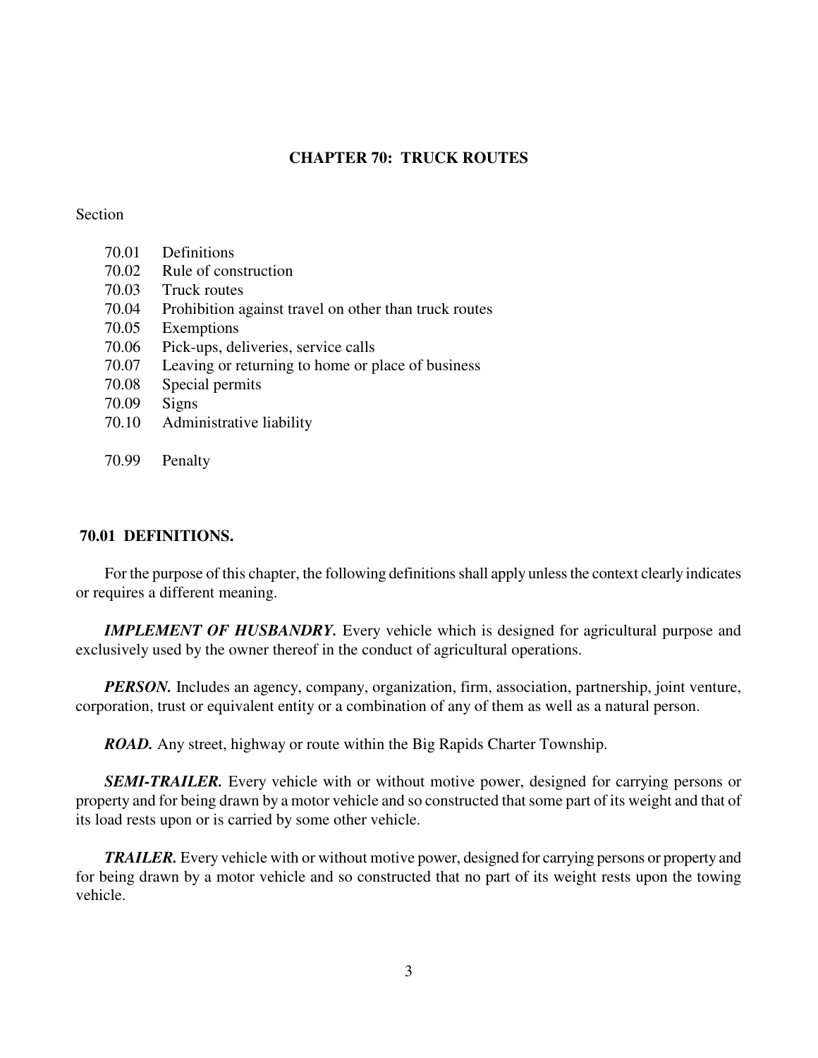# CHAPTER 70: TRUCK ROUTES

Section

70.01 Definitions
70.02 Rule of construction
70.03 Truck routes
70.04 Prohibition against travel on other than truck routes
70.05 Exemptions
70.06 Pick-ups, deliveries, service calls
70.07 Leaving or returning to home or place of business
70.08 Special permits
70.09 Signs
70.10 Administrative liability

70.99 Penalty

## 70.01 DEFINITIONS.

For the purpose of this chapter, the following definitions shall apply unless the context clearly indicates or requires a different meaning.

***IMPLEMENT OF HUSBANDRY.*** Every vehicle which is designed for agricultural purpose and exclusively used by the owner thereof in the conduct of agricultural operations.

***PERSON.*** Includes an agency, company, organization, firm, association, partnership, joint venture, corporation, trust or equivalent entity or a combination of any of them as well as a natural person.

***ROAD.*** Any street, highway or route within the Big Rapids Charter Township.

***SEMI-TRAILER.*** Every vehicle with or without motive power, designed for carrying persons or property and for being drawn by a motor vehicle and so constructed that some part of its weight and that of its load rests upon or is carried by some other vehicle.

***TRAILER.*** Every vehicle with or without motive power, designed for carrying persons or property and for being drawn by a motor vehicle and so constructed that no part of its weight rests upon the towing vehicle.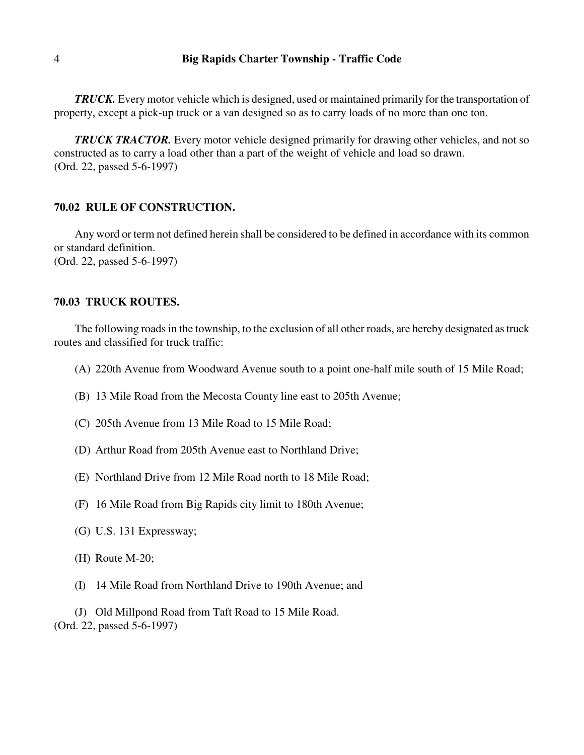***TRUCK.*** Every motor vehicle which is designed, used or maintained primarily for the transportation of property, except a pick-up truck or a van designed so as to carry loads of no more than one ton.

***TRUCK TRACTOR.*** Every motor vehicle designed primarily for drawing other vehicles, and not so constructed as to carry a load other than a part of the weight of vehicle and load so drawn.
(Ord. 22, passed 5-6-1997)

### 70.02 RULE OF CONSTRUCTION.

Any word or term not defined herein shall be considered to be defined in accordance with its common or standard definition.
(Ord. 22, passed 5-6-1997)

### 70.03 TRUCK ROUTES.

The following roads in the township, to the exclusion of all other roads, are hereby designated as truck routes and classified for truck traffic:

(A) 220th Avenue from Woodward Avenue south to a point one-half mile south of 15 Mile Road;

(B) 13 Mile Road from the Mecosta County line east to 205th Avenue;

(C) 205th Avenue from 13 Mile Road to 15 Mile Road;

(D) Arthur Road from 205th Avenue east to Northland Drive;

(E) Northland Drive from 12 Mile Road north to 18 Mile Road;

(F) 16 Mile Road from Big Rapids city limit to 180th Avenue;

(G) U.S. 131 Expressway;

(H) Route M-20;

(I) 14 Mile Road from Northland Drive to 190th Avenue; and

(J) Old Millpond Road from Taft Road to 15 Mile Road.
(Ord. 22, passed 5-6-1997)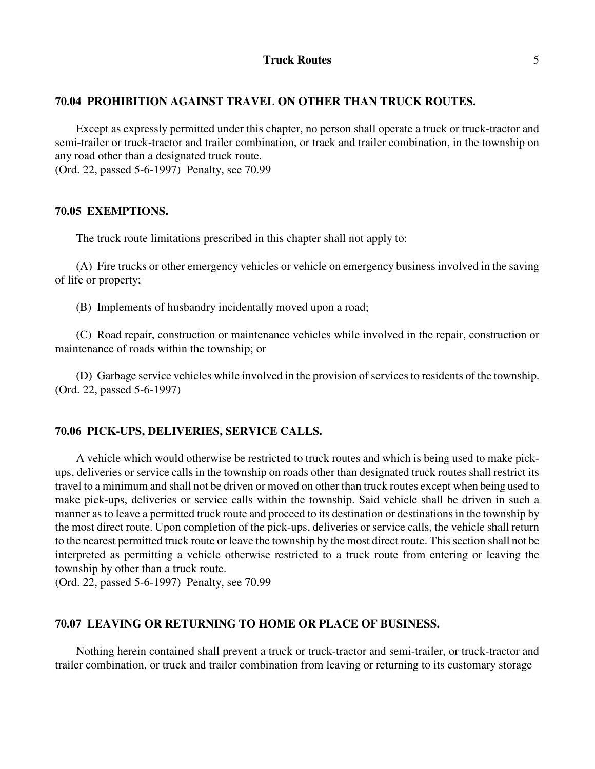## 70.04 PROHIBITION AGAINST TRAVEL ON OTHER THAN TRUCK ROUTES.

Except as expressly permitted under this chapter, no person shall operate a truck or truck-tractor and semi-trailer or truck-tractor and trailer combination, or track and trailer combination, in the township on any road other than a designated truck route.
(Ord. 22, passed 5-6-1997) Penalty, see 70.99

## 70.05 EXEMPTIONS.

The truck route limitations prescribed in this chapter shall not apply to:

(A) Fire trucks or other emergency vehicles or vehicle on emergency business involved in the saving of life or property;

(B) Implements of husbandry incidentally moved upon a road;

(C) Road repair, construction or maintenance vehicles while involved in the repair, construction or maintenance of roads within the township; or

(D) Garbage service vehicles while involved in the provision of services to residents of the township.
(Ord. 22, passed 5-6-1997)

## 70.06 PICK-UPS, DELIVERIES, SERVICE CALLS.

A vehicle which would otherwise be restricted to truck routes and which is being used to make pick-ups, deliveries or service calls in the township on roads other than designated truck routes shall restrict its travel to a minimum and shall not be driven or moved on other than truck routes except when being used to make pick-ups, deliveries or service calls within the township. Said vehicle shall be driven in such a manner as to leave a permitted truck route and proceed to its destination or destinations in the township by the most direct route. Upon completion of the pick-ups, deliveries or service calls, the vehicle shall return to the nearest permitted truck route or leave the township by the most direct route. This section shall not be interpreted as permitting a vehicle otherwise restricted to a truck route from entering or leaving the township by other than a truck route.
(Ord. 22, passed 5-6-1997) Penalty, see 70.99

## 70.07 LEAVING OR RETURNING TO HOME OR PLACE OF BUSINESS.

Nothing herein contained shall prevent a truck or truck-tractor and semi-trailer, or truck-tractor and trailer combination, or truck and trailer combination from leaving or returning to its customary storage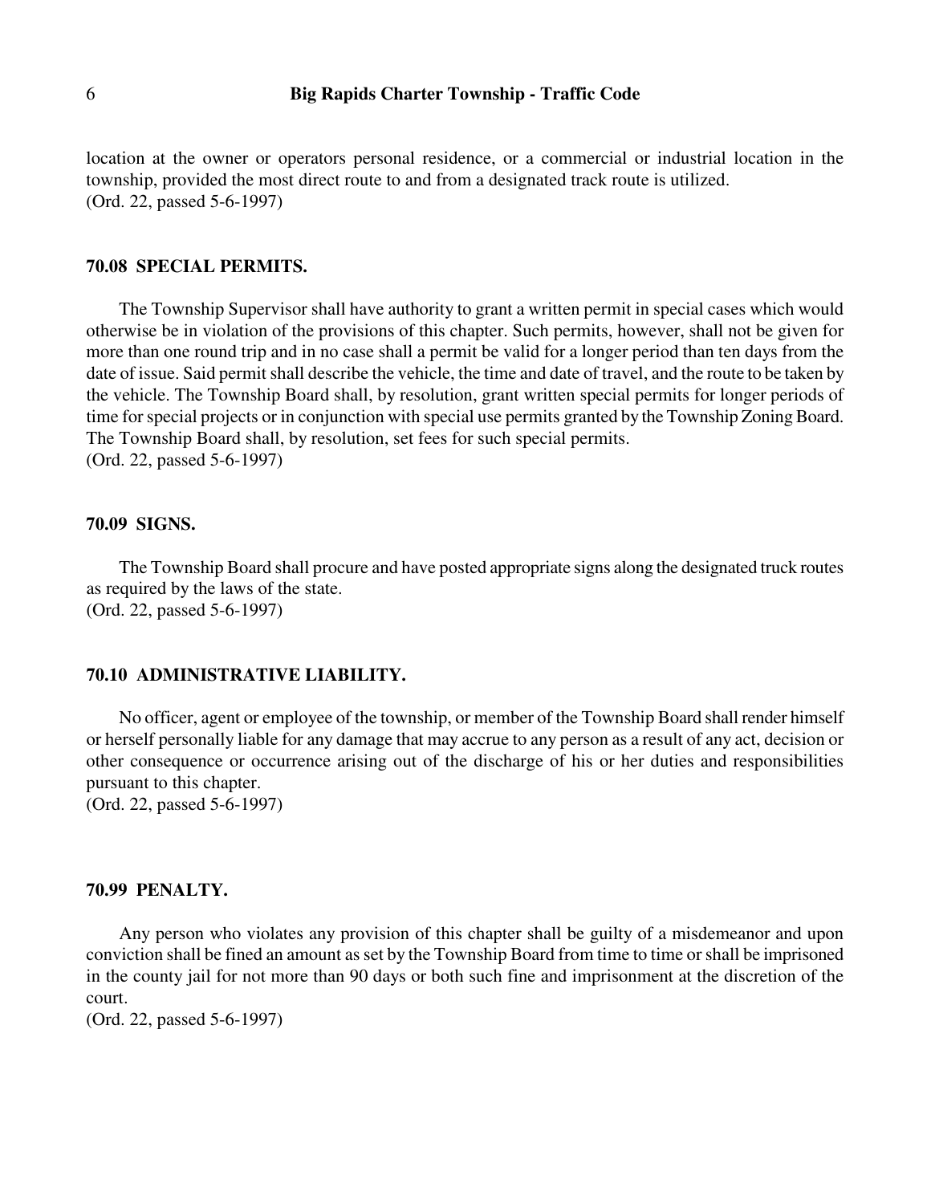location at the owner or operators personal residence, or a commercial or industrial location in the township, provided the most direct route to and from a designated track route is utilized.
(Ord. 22, passed 5-6-1997)

### 70.08 SPECIAL PERMITS.

The Township Supervisor shall have authority to grant a written permit in special cases which would otherwise be in violation of the provisions of this chapter. Such permits, however, shall not be given for more than one round trip and in no case shall a permit be valid for a longer period than ten days from the date of issue. Said permit shall describe the vehicle, the time and date of travel, and the route to be taken by the vehicle. The Township Board shall, by resolution, grant written special permits for longer periods of time for special projects or in conjunction with special use permits granted by the Township Zoning Board. The Township Board shall, by resolution, set fees for such special permits.
(Ord. 22, passed 5-6-1997)

### 70.09 SIGNS.

The Township Board shall procure and have posted appropriate signs along the designated truck routes as required by the laws of the state.
(Ord. 22, passed 5-6-1997)

### 70.10 ADMINISTRATIVE LIABILITY.

No officer, agent or employee of the township, or member of the Township Board shall render himself or herself personally liable for any damage that may accrue to any person as a result of any act, decision or other consequence or occurrence arising out of the discharge of his or her duties and responsibilities pursuant to this chapter.
(Ord. 22, passed 5-6-1997)

### 70.99 PENALTY.

Any person who violates any provision of this chapter shall be guilty of a misdemeanor and upon conviction shall be fined an amount as set by the Township Board from time to time or shall be imprisoned in the county jail for not more than 90 days or both such fine and imprisonment at the discretion of the court.
(Ord. 22, passed 5-6-1997)